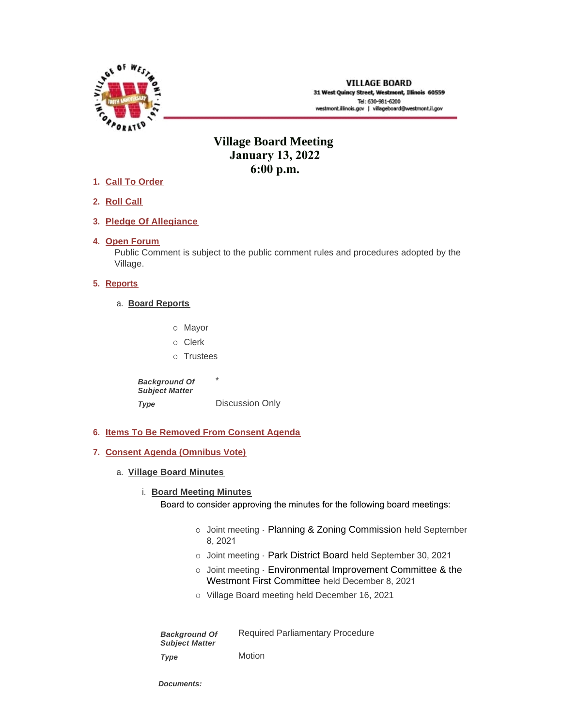VILLAGE BOARD
31 West Quincy Street, Westmont, Illinois 60559
Tel: 630-981-6200
westmont.illinois.gov | villageboard@westmont.il.gov

# Village Board Meeting
## January 13, 2022
## 6:00 p.m.

1. **Call To Order**
2. **Roll Call**
3. **Pledge Of Allegiance**
4. **Open Forum**

   Public Comment is subject to the public comment rules and procedures adopted by the Village.

5. **Reports**

   a. **Board Reports**

   - Mayor
   - Clerk
   - Trustees

   | | |
   |---|---|
   | ***Background Of Subject Matter*** | * |
   | ***Type*** | Discussion Only |

6. **Items To Be Removed From Consent Agenda**
7. **Consent Agenda (Omnibus Vote)**

   a. **Village Board Minutes**

   i. **Board Meeting Minutes**

   Board to consider approving the minutes for the following board meetings:

   - Joint meeting - Planning & Zoning Commission held September 8, 2021
   - Joint meeting - Park District Board held September 30, 2021
   - Joint meeting - Environmental Improvement Committee & the Westmont First Committee held December 8, 2021
   - Village Board meeting held December 16, 2021

   | | |
   |---|---|
   | ***Background Of Subject Matter*** | Required Parliamentary Procedure |
   | ***Type*** | Motion |

   ***Documents:***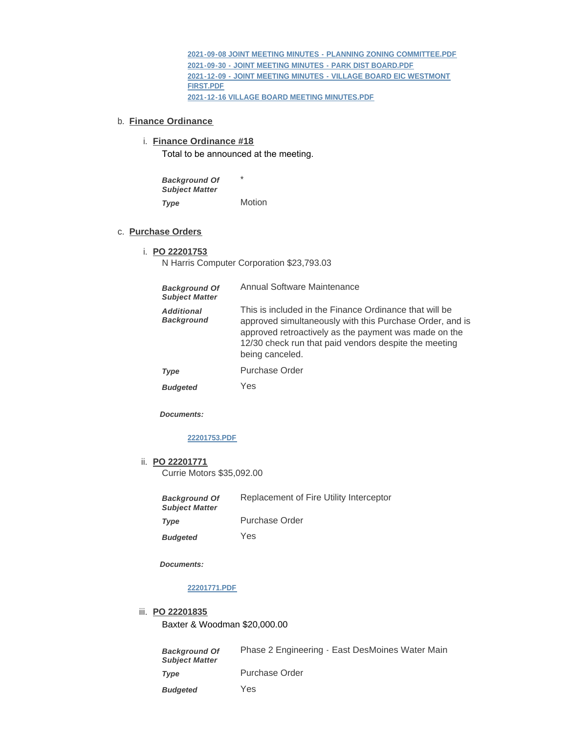[2021-09-08 JOINT MEETING MINUTES - PLANNING ZONING COMMITTEE.PDF]
[2021-09-30 - JOINT MEETING MINUTES - PARK DIST BOARD.PDF]
[2021-12-09 - JOINT MEETING MINUTES - VILLAGE BOARD EIC WESTMONT FIRST.PDF]
[2021-12-16 VILLAGE BOARD MEETING MINUTES.PDF]

b. **Finance Ordinance**

i. **Finance Ordinance #18**

Total to be announced at the meeting.

| | |
|---|---|
| ***Background Of Subject Matter*** | * |
| ***Type*** | Motion |

c. **Purchase Orders**

i. **PO 22201753**

N Harris Computer Corporation $23,793.03

| | |
|---|---|
| ***Background Of Subject Matter*** | Annual Software Maintenance |
| ***Additional Background*** | This is included in the Finance Ordinance that will be approved simultaneously with this Purchase Order, and is approved retroactively as the payment was made on the 12/30 check run that paid vendors despite the meeting being canceled. |
| ***Type*** | Purchase Order |
| ***Budgeted*** | Yes |

***Documents:***

[22201753.PDF]

ii. **PO 22201771**

Currie Motors $35,092.00

| | |
|---|---|
| ***Background Of Subject Matter*** | Replacement of Fire Utility Interceptor |
| ***Type*** | Purchase Order |
| ***Budgeted*** | Yes |

***Documents:***

[22201771.PDF]

iii. **PO 22201835**

Baxter & Woodman $20,000.00

| | |
|---|---|
| ***Background Of Subject Matter*** | Phase 2 Engineering - East DesMoines Water Main |
| ***Type*** | Purchase Order |
| ***Budgeted*** | Yes |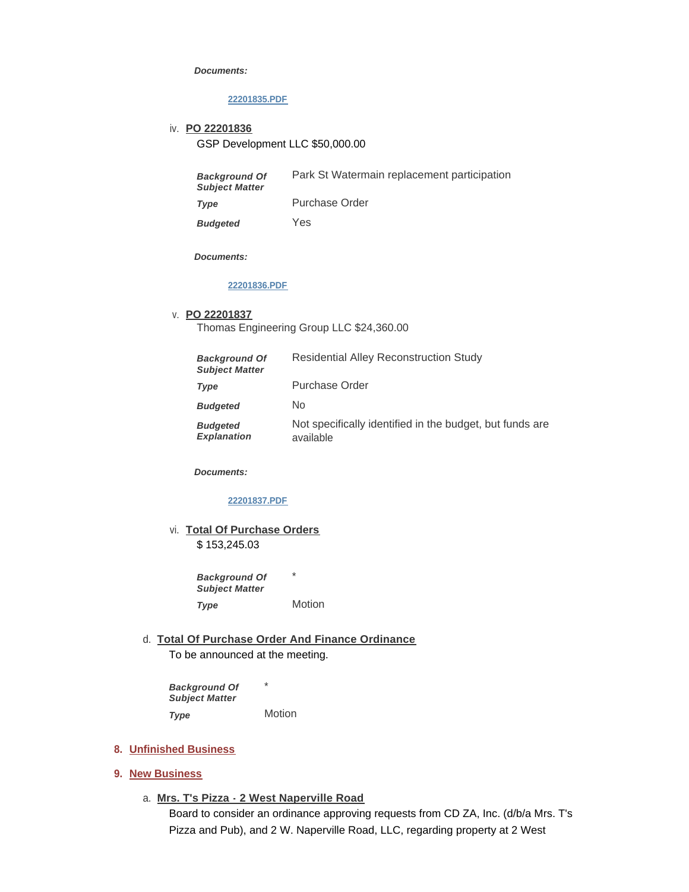***Documents:***

[22201835.PDF]()

iv. **PO 22201836**

GSP Development LLC $50,000.00

| | |
|---|---|
| ***Background Of Subject Matter*** | Park St Watermain replacement participation |
| ***Type*** | Purchase Order |
| ***Budgeted*** | Yes |

***Documents:***

[22201836.PDF]()

v. **PO 22201837**

Thomas Engineering Group LLC $24,360.00

| | |
|---|---|
| ***Background Of Subject Matter*** | Residential Alley Reconstruction Study |
| ***Type*** | Purchase Order |
| ***Budgeted*** | No |
| ***Budgeted Explanation*** | Not specifically identified in the budget, but funds are available |

***Documents:***

[22201837.PDF]()

vi. **Total Of Purchase Orders**

$ 153,245.03

| | |
|---|---|
| ***Background Of Subject Matter*** | * |
| ***Type*** | Motion |

d. **Total Of Purchase Order And Finance Ordinance**

To be announced at the meeting.

| | |
|---|---|
| ***Background Of Subject Matter*** | * |
| ***Type*** | Motion |

## 8. Unfinished Business

## 9. New Business

a. **Mrs. T's Pizza - 2 West Naperville Road**

Board to consider an ordinance approving requests from CD ZA, Inc. (d/b/a Mrs. T's Pizza and Pub), and 2 W. Naperville Road, LLC, regarding property at 2 West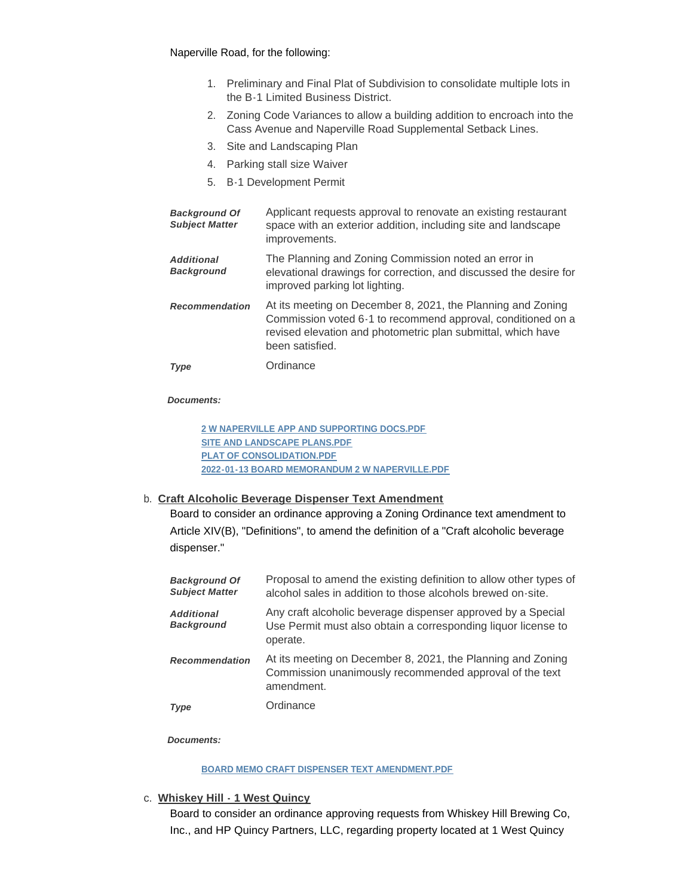Naperville Road, for the following:

1. Preliminary and Final Plat of Subdivision to consolidate multiple lots in the B-1 Limited Business District.
2. Zoning Code Variances to allow a building addition to encroach into the Cass Avenue and Naperville Road Supplemental Setback Lines.
3. Site and Landscaping Plan
4. Parking stall size Waiver
5. B-1 Development Permit

| | |
|---|---|
| ***Background Of Subject Matter*** | Applicant requests approval to renovate an existing restaurant space with an exterior addition, including site and landscape improvements. |
| ***Additional Background*** | The Planning and Zoning Commission noted an error in elevational drawings for correction, and discussed the desire for improved parking lot lighting. |
| ***Recommendation*** | At its meeting on December 8, 2021, the Planning and Zoning Commission voted 6-1 to recommend approval, conditioned on a revised elevation and photometric plan submittal, which have been satisfied. |
| ***Type*** | Ordinance |

***Documents:***

- 2 W NAPERVILLE APP AND SUPPORTING DOCS.PDF
- SITE AND LANDSCAPE PLANS.PDF
- PLAT OF CONSOLIDATION.PDF
- 2022-01-13 BOARD MEMORANDUM 2 W NAPERVILLE.PDF

b. **Craft Alcoholic Beverage Dispenser Text Amendment**

Board to consider an ordinance approving a Zoning Ordinance text amendment to Article XIV(B), "Definitions", to amend the definition of a "Craft alcoholic beverage dispenser."

| | |
|---|---|
| ***Background Of Subject Matter*** | Proposal to amend the existing definition to allow other types of alcohol sales in addition to those alcohols brewed on-site. |
| ***Additional Background*** | Any craft alcoholic beverage dispenser approved by a Special Use Permit must also obtain a corresponding liquor license to operate. |
| ***Recommendation*** | At its meeting on December 8, 2021, the Planning and Zoning Commission unanimously recommended approval of the text amendment. |
| ***Type*** | Ordinance |

***Documents:***

- BOARD MEMO CRAFT DISPENSER TEXT AMENDMENT.PDF

c. **Whiskey Hill - 1 West Quincy**

Board to consider an ordinance approving requests from Whiskey Hill Brewing Co, Inc., and HP Quincy Partners, LLC, regarding property located at 1 West Quincy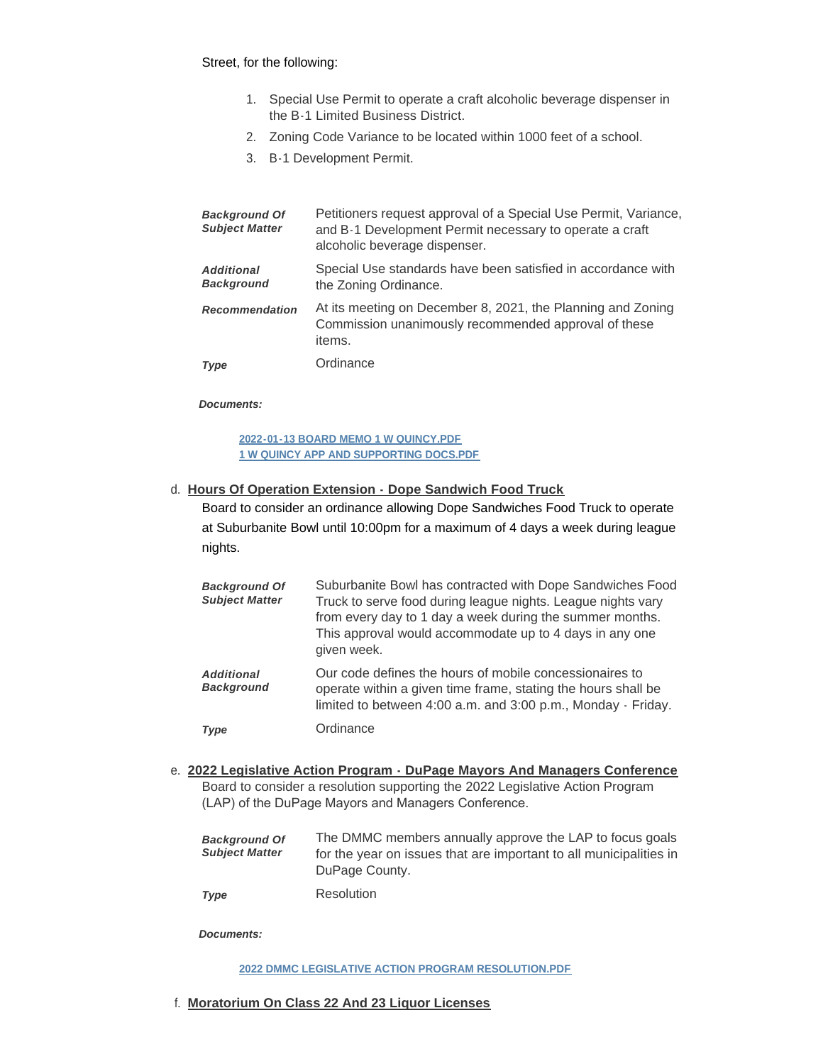Street, for the following:

1. Special Use Permit to operate a craft alcoholic beverage dispenser in the B-1 Limited Business District.
2. Zoning Code Variance to be located within 1000 feet of a school.
3. B-1 Development Permit.

| | |
|---|---|
| ***Background Of Subject Matter*** | Petitioners request approval of a Special Use Permit, Variance, and B-1 Development Permit necessary to operate a craft alcoholic beverage dispenser. |
| ***Additional Background*** | Special Use standards have been satisfied in accordance with the Zoning Ordinance. |
| ***Recommendation*** | At its meeting on December 8, 2021, the Planning and Zoning Commission unanimously recommended approval of these items. |
| ***Type*** | Ordinance |

***Documents:***

[2022-01-13 BOARD MEMO 1 W QUINCY.PDF]
[1 W QUINCY APP AND SUPPORTING DOCS.PDF]

d. **Hours Of Operation Extension - Dope Sandwich Food Truck**

Board to consider an ordinance allowing Dope Sandwiches Food Truck to operate at Suburbanite Bowl until 10:00pm for a maximum of 4 days a week during league nights.

| | |
|---|---|
| ***Background Of Subject Matter*** | Suburbanite Bowl has contracted with Dope Sandwiches Food Truck to serve food during league nights. League nights vary from every day to 1 day a week during the summer months. This approval would accommodate up to 4 days in any one given week. |
| ***Additional Background*** | Our code defines the hours of mobile concessionaires to operate within a given time frame, stating the hours shall be limited to between 4:00 a.m. and 3:00 p.m., Monday - Friday. |
| ***Type*** | Ordinance |

e. **2022 Legislative Action Program - DuPage Mayors And Managers Conference**

Board to consider a resolution supporting the 2022 Legislative Action Program (LAP) of the DuPage Mayors and Managers Conference.

| | |
|---|---|
| ***Background Of Subject Matter*** | The DMMC members annually approve the LAP to focus goals for the year on issues that are important to all municipalities in DuPage County. |
| ***Type*** | Resolution |

***Documents:***

[2022 DMMC LEGISLATIVE ACTION PROGRAM RESOLUTION.PDF]

f. **Moratorium On Class 22 And 23 Liquor Licenses**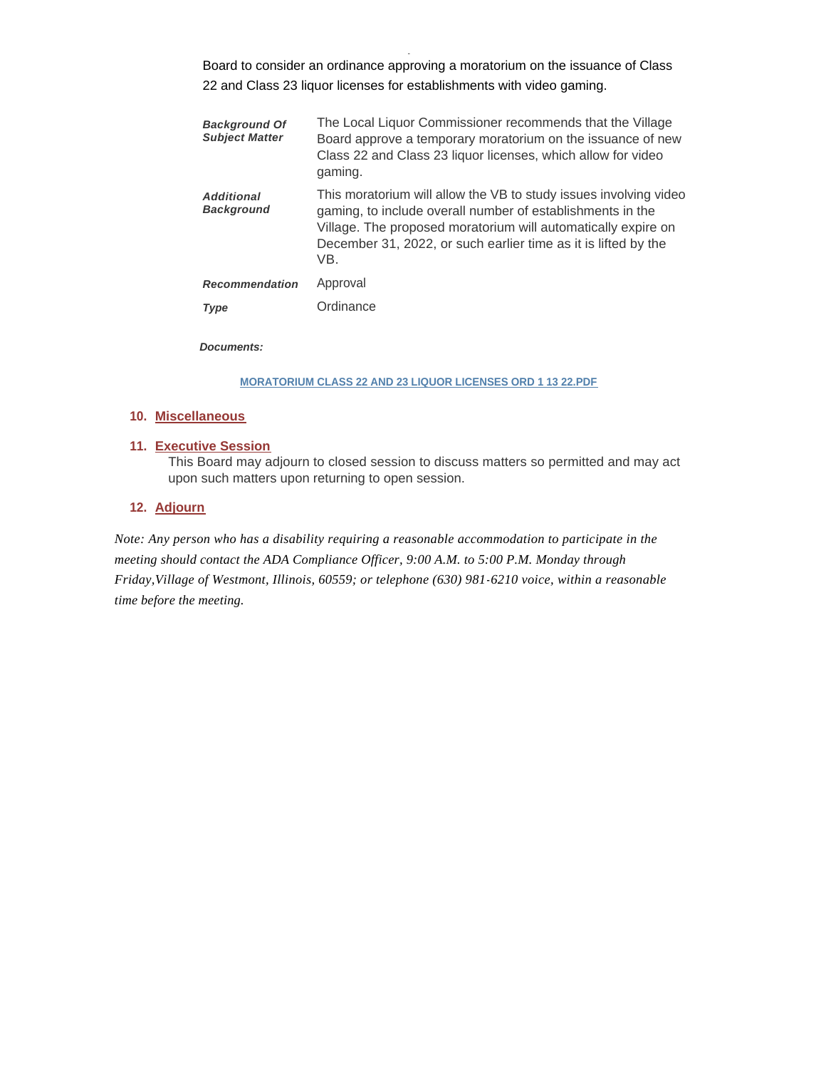Board to consider an ordinance approving a moratorium on the issuance of Class 22 and Class 23 liquor licenses for establishments with video gaming.

| | |
|---|---|
| ***Background Of Subject Matter*** | The Local Liquor Commissioner recommends that the Village Board approve a temporary moratorium on the issuance of new Class 22 and Class 23 liquor licenses, which allow for video gaming. |
| ***Additional Background*** | This moratorium will allow the VB to study issues involving video gaming, to include overall number of establishments in the Village. The proposed moratorium will automatically expire on December 31, 2022, or such earlier time as it is lifted by the VB. |
| ***Recommendation*** | Approval |
| ***Type*** | Ordinance |

***Documents:***

MORATORIUM CLASS 22 AND 23 LIQUOR LICENSES ORD 1 13 22.PDF

**10. Miscellaneous**

**11. Executive Session**

This Board may adjourn to closed session to discuss matters so permitted and may act upon such matters upon returning to open session.

**12. Adjourn**

*Note: Any person who has a disability requiring a reasonable accommodation to participate in the meeting should contact the ADA Compliance Officer, 9:00 A.M. to 5:00 P.M. Monday through Friday,Village of Westmont, Illinois, 60559; or telephone (630) 981-6210 voice, within a reasonable time before the meeting.*